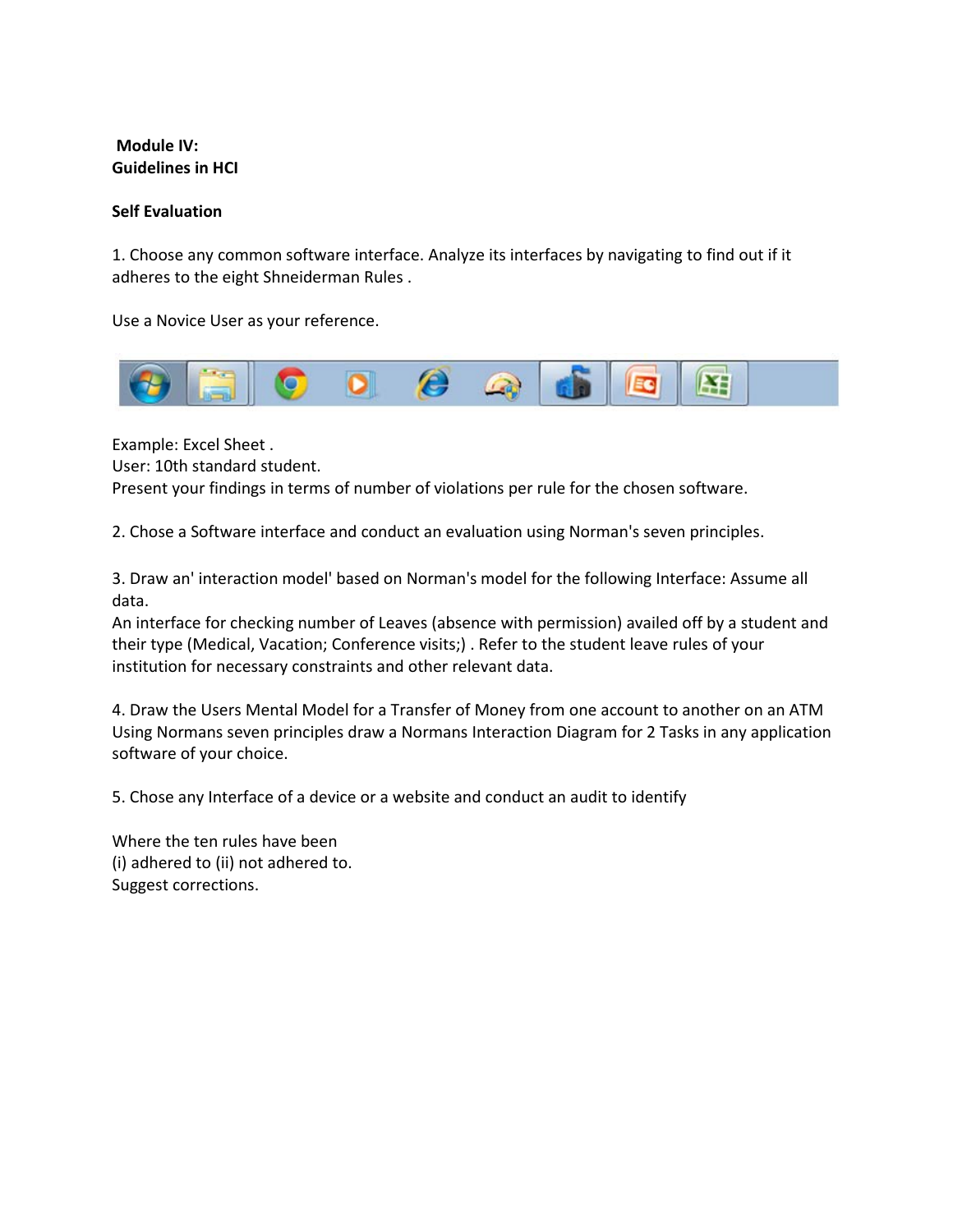**Module IV:**
**Guidelines in HCI**

**Self Evaluation**

1. Choose any common software interface. Analyze its interfaces by navigating to find out if it adheres to the eight Shneiderman Rules .

Use a Novice User as your reference.

Example: Excel Sheet .
User: 10th standard student.
Present your findings in terms of number of violations per rule for the chosen software.

2. Chose a Software interface and conduct an evaluation using Norman's seven principles.

3. Draw an' interaction model' based on Norman's model for the following Interface: Assume all data.
An interface for checking number of Leaves (absence with permission) availed off by a student and their type (Medical, Vacation; Conference visits;) . Refer to the student leave rules of your institution for necessary constraints and other relevant data.

4. Draw the Users Mental Model for a Transfer of Money from one account to another on an ATM
Using Normans seven principles draw a Normans Interaction Diagram for 2 Tasks in any application software of your choice.

5. Chose any Interface of a device or a website and conduct an audit to identify

Where the ten rules have been
(i) adhered to (ii) not adhered to.
Suggest corrections.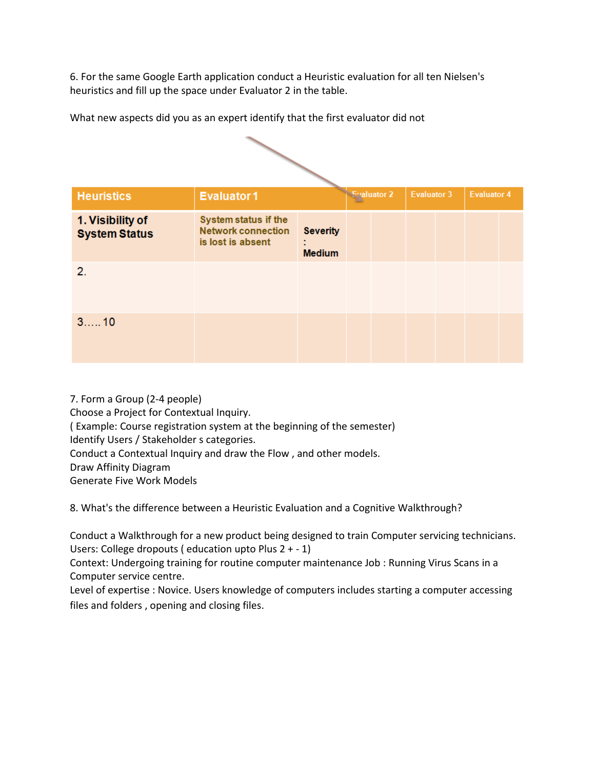6. For the same Google Earth application conduct a Heuristic evaluation for all ten Nielsen's heuristics and fill up the space under Evaluator 2 in the table.

What new aspects did you as an expert identify that the first evaluator did not

| Heuristics | Evaluator 1 | | Evaluator 2 | | Evaluator 3 | | Evaluator 4 | |
|---|---|---|---|---|---|---|---|---|
| **1. Visibility of System Status** | System status if the Network connection is lost is absent | Severity : Medium | | | | | | |
| 2. | | | | | | | | |
| 3….. 10 | | | | | | | | |

7. Form a Group (2-4 people)
Choose a Project for Contextual Inquiry.
( Example: Course registration system at the beginning of the semester)
Identify Users / Stakeholder s categories.
Conduct a Contextual Inquiry and draw the Flow , and other models.
Draw Affinity Diagram
Generate Five Work Models

8. What's the difference between a Heuristic Evaluation and a Cognitive Walkthrough?

Conduct a Walkthrough for a new product being designed to train Computer servicing technicians.
Users: College dropouts ( education upto Plus 2 + - 1)
Context: Undergoing training for routine computer maintenance Job : Running Virus Scans in a Computer service centre.
Level of expertise : Novice. Users knowledge of computers includes starting a computer accessing files and folders , opening and closing files.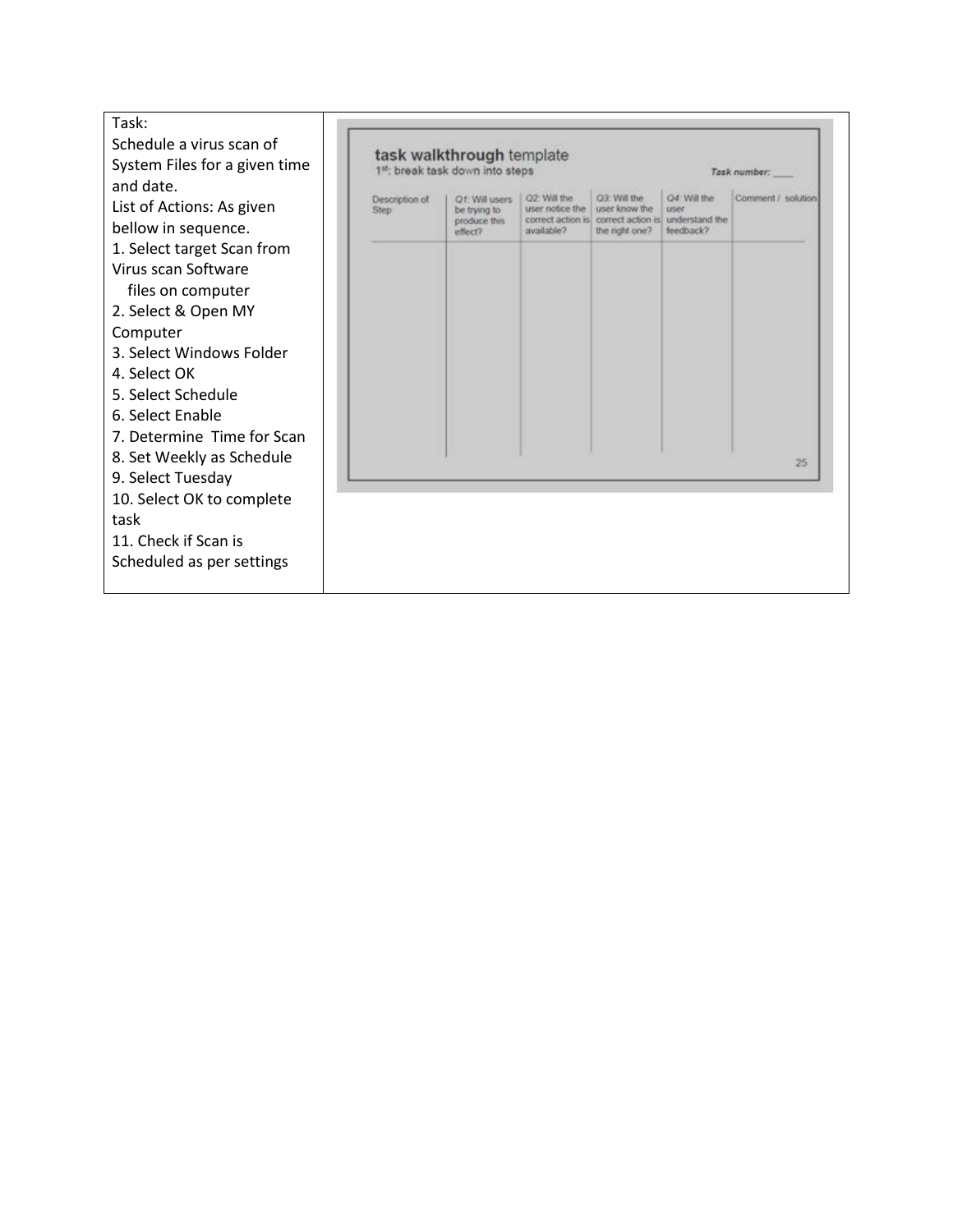Task:
Schedule a virus scan of System Files for a given time and date.

List of Actions: As given bellow in sequence.

1. Select target Scan from Virus scan Software files on computer
2. Select & Open MY Computer
3. Select Windows Folder
4. Select OK
5. Select Schedule
6. Select Enable
7. Determine Time for Scan
8. Set Weekly as Schedule
9. Select Tuesday
10. Select OK to complete task
11. Check if Scan is Scheduled as per settings

**task walkthrough** template

1st: break task down into steps

*Task number:* ____

| Description of Step | Q1: Will users be trying to produce this effect? | Q2: Will the user notice the correct action is available? | Q3: Will the user know the correct action is the right one? | Q4: Will the user understand the feedback? | Comment / solution |
|---|---|---|---|---|---|
| | | | | | |